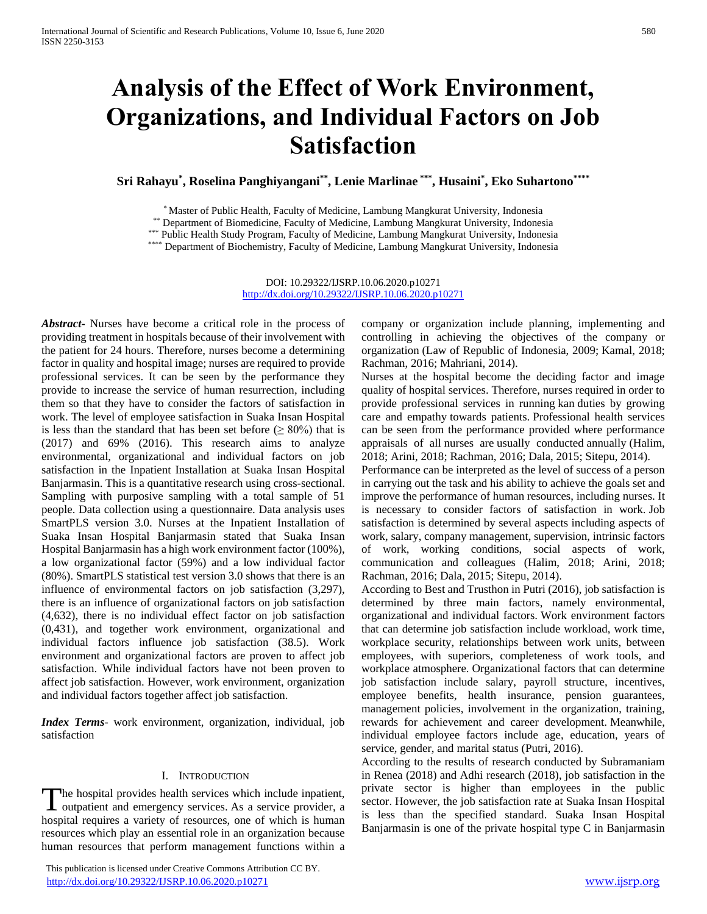# Analysis of the Effect of Work Environment, Organizations, and Individual Factors on Job Satisfaction

**Sri Rahayu[*], Roselina Panghiyangani[**], Lenie Marlinae [***], Husaini[*], Eko Suhartono[****]**

[*] Master of Public Health, Faculty of Medicine, Lambung Mangkurat University, Indonesia
[**] Department of Biomedicine, Faculty of Medicine, Lambung Mangkurat University, Indonesia
[***] Public Health Study Program, Faculty of Medicine, Lambung Mangkurat University, Indonesia
[****] Department of Biochemistry, Faculty of Medicine, Lambung Mangkurat University, Indonesia

DOI: 10.29322/IJSRP.10.06.2020.p10271
http://dx.doi.org/10.29322/IJSRP.10.06.2020.p10271

***Abstract***- Nurses have become a critical role in the process of providing treatment in hospitals because of their involvement with the patient for 24 hours. Therefore, nurses become a determining factor in quality and hospital image; nurses are required to provide professional services. It can be seen by the performance they provide to increase the service of human resurrection, including them so that they have to consider the factors of satisfaction in work. The level of employee satisfaction in Suaka Insan Hospital is less than the standard that has been set before (≥ 80%) that is (2017) and 69% (2016). This research aims to analyze environmental, organizational and individual factors on job satisfaction in the Inpatient Installation at Suaka Insan Hospital Banjarmasin. This is a quantitative research using cross-sectional. Sampling with purposive sampling with a total sample of 51 people. Data collection using a questionnaire. Data analysis uses SmartPLS version 3.0. Nurses at the Inpatient Installation of Suaka Insan Hospital Banjarmasin stated that Suaka Insan Hospital Banjarmasin has a high work environment factor (100%), a low organizational factor (59%) and a low individual factor (80%). SmartPLS statistical test version 3.0 shows that there is an influence of environmental factors on job satisfaction (3,297), there is an influence of organizational factors on job satisfaction (4,632), there is no individual effect factor on job satisfaction (0,431), and together work environment, organizational and individual factors influence job satisfaction (38.5). Work environment and organizational factors are proven to affect job satisfaction. While individual factors have not been proven to affect job satisfaction. However, work environment, organization and individual factors together affect job satisfaction.

***Index Terms***- work environment, organization, individual, job satisfaction

## I. Introduction

The hospital provides health services which include inpatient, outpatient and emergency services. As a service provider, a hospital requires a variety of resources, one of which is human resources which play an essential role in an organization because human resources that perform management functions within a company or organization include planning, implementing and controlling in achieving the objectives of the company or organization (Law of Republic of Indonesia, 2009; Kamal, 2018; Rachman, 2016; Mahriani, 2014).

Nurses at the hospital become the deciding factor and image quality of hospital services. Therefore, nurses required in order to provide professional services in running kan duties by growing care and empathy towards patients. Professional health services can be seen from the performance provided where performance appraisals of all nurses are usually conducted annually (Halim, 2018; Arini, 2018; Rachman, 2016; Dala, 2015; Sitepu, 2014).

Performance can be interpreted as the level of success of a person in carrying out the task and his ability to achieve the goals set and improve the performance of human resources, including nurses. It is necessary to consider factors of satisfaction in work. Job satisfaction is determined by several aspects including aspects of work, salary, company management, supervision, intrinsic factors of work, working conditions, social aspects of work, communication and colleagues (Halim, 2018; Arini, 2018; Rachman, 2016; Dala, 2015; Sitepu, 2014).

According to Best and Trusthon in Putri (2016), job satisfaction is determined by three main factors, namely environmental, organizational and individual factors. Work environment factors that can determine job satisfaction include workload, work time, workplace security, relationships between work units, between employees, with superiors, completeness of work tools, and workplace atmosphere. Organizational factors that can determine job satisfaction include salary, payroll structure, incentives, employee benefits, health insurance, pension guarantees, management policies, involvement in the organization, training, rewards for achievement and career development. Meanwhile, individual employee factors include age, education, years of service, gender, and marital status (Putri, 2016).

According to the results of research conducted by Subramaniam in Renea (2018) and Adhi research (2018), job satisfaction in the private sector is higher than employees in the public sector. However, the job satisfaction rate at Suaka Insan Hospital is less than the specified standard. Suaka Insan Hospital Banjarmasin is one of the private hospital type C in Banjarmasin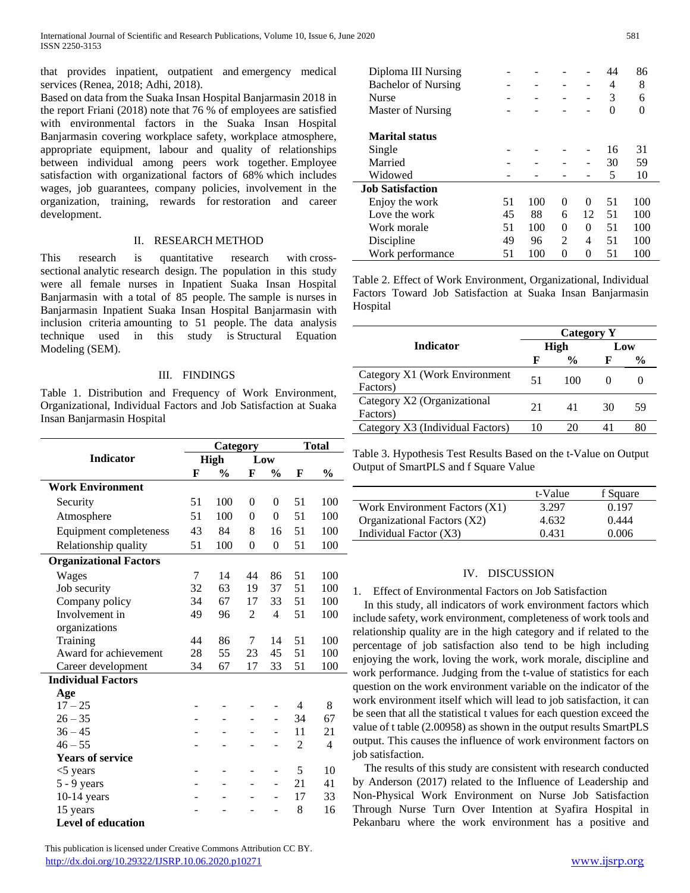that provides inpatient, outpatient and emergency medical services (Renea, 2018; Adhi, 2018).

Based on data from the Suaka Insan Hospital Banjarmasin 2018 in the report Friani (2018) note that 76 % of employees are satisfied with environmental factors in the Suaka Insan Hospital Banjarmasin covering workplace safety, workplace atmosphere, appropriate equipment, labour and quality of relationships between individual among peers work together. Employee satisfaction with organizational factors of 68% which includes wages, job guarantees, company policies, involvement in the organization, training, rewards for restoration and career development.

## II. RESEARCH METHOD

This research is quantitative research with cross-sectional analytic research design. The population in this study were all female nurses in Inpatient Suaka Insan Hospital Banjarmasin with a total of 85 people. The sample is nurses in Banjarmasin Inpatient Suaka Insan Hospital Banjarmasin with inclusion criteria amounting to 51 people. The data analysis technique used in this study is Structural Equation Modeling (SEM).

## III. FINDINGS

Table 1. Distribution and Frequency of Work Environment, Organizational, Individual Factors and Job Satisfaction at Suaka Insan Banjarmasin Hospital

| Indicator | Category | | | | Total | |
|---|---|---|---|---|---|---|
| | High | | Low | | | |
| | F | % | F | % | F | % |
| **Work Environment** | | | | | | |
| Security | 51 | 100 | 0 | 0 | 51 | 100 |
| Atmosphere | 51 | 100 | 0 | 0 | 51 | 100 |
| Equipment completeness | 43 | 84 | 8 | 16 | 51 | 100 |
| Relationship quality | 51 | 100 | 0 | 0 | 51 | 100 |
| **Organizational Factors** | | | | | | |
| Wages | 7 | 14 | 44 | 86 | 51 | 100 |
| Job security | 32 | 63 | 19 | 37 | 51 | 100 |
| Company policy | 34 | 67 | 17 | 33 | 51 | 100 |
| Involvement in organizations | 49 | 96 | 2 | 4 | 51 | 100 |
| Training | 44 | 86 | 7 | 14 | 51 | 100 |
| Award for achievement | 28 | 55 | 23 | 45 | 51 | 100 |
| Career development | 34 | 67 | 17 | 33 | 51 | 100 |
| **Individual Factors** | | | | | | |
| **Age** | | | | | | |
| 17 – 25 | - | - | - | - | 4 | 8 |
| 26 – 35 | - | - | - | - | 34 | 67 |
| 36 – 45 | - | - | - | - | 11 | 21 |
| 46 – 55 | - | - | - | - | 2 | 4 |
| **Years of service** | | | | | | |
| <5 years | - | - | - | - | 5 | 10 |
| 5 - 9 years | - | - | - | - | 21 | 41 |
| 10-14 years | - | - | - | - | 17 | 33 |
| 15 years | - | - | - | - | 8 | 16 |
| **Level of education** | | | | | | |
| Diploma III Nursing | - | - | - | - | 44 | 86 |
| Bachelor of Nursing | - | - | - | - | 4 | 8 |
| Nurse | - | - | - | - | 3 | 6 |
| Master of Nursing | - | - | - | - | 0 | 0 |
| **Marital status** | | | | | | |
| Single | - | - | - | - | 16 | 31 |
| Married | - | - | - | - | 30 | 59 |
| Widowed | - | - | - | - | 5 | 10 |
| **Job Satisfaction** | | | | | | |
| Enjoy the work | 51 | 100 | 0 | 0 | 51 | 100 |
| Love the work | 45 | 88 | 6 | 12 | 51 | 100 |
| Work morale | 51 | 100 | 0 | 0 | 51 | 100 |
| Discipline | 49 | 96 | 2 | 4 | 51 | 100 |
| Work performance | 51 | 100 | 0 | 0 | 51 | 100 |

Table 2. Effect of Work Environment, Organizational, Individual Factors Toward Job Satisfaction at Suaka Insan Banjarmasin Hospital

| Indicator | Category Y | | | |
|---|---|---|---|---|
| | High | | Low | |
| | F | % | F | % |
| Category X1 (Work Environment Factors) | 51 | 100 | 0 | 0 |
| Category X2 (Organizational Factors) | 21 | 41 | 30 | 59 |
| Category X3 (Individual Factors) | 10 | 20 | 41 | 80 |

Table 3. Hypothesis Test Results Based on the t-Value on Output Output of SmartPLS and f Square Value

| | t-Value | f Square |
|---|---|---|
| Work Environment Factors (X1) | 3.297 | 0.197 |
| Organizational Factors (X2) | 4.632 | 0.444 |
| Individual Factor (X3) | 0.431 | 0.006 |

## IV. DISCUSSION

1. Effect of Environmental Factors on Job Satisfaction

In this study, all indicators of work environment factors which include safety, work environment, completeness of work tools and relationship quality are in the high category and if related to the percentage of job satisfaction also tend to be high including enjoying the work, loving the work, work morale, discipline and work performance. Judging from the t-value of statistics for each question on the work environment variable on the indicator of the work environment itself which will lead to job satisfaction, it can be seen that all the statistical t values for each question exceed the value of t table (2.00958) as shown in the output results SmartPLS output. This causes the influence of work environment factors on job satisfaction.

The results of this study are consistent with research conducted by Anderson (2017) related to the Influence of Leadership and Non-Physical Work Environment on Nurse Job Satisfaction Through Nurse Turn Over Intention at Syafira Hospital in Pekanbaru where the work environment has a positive and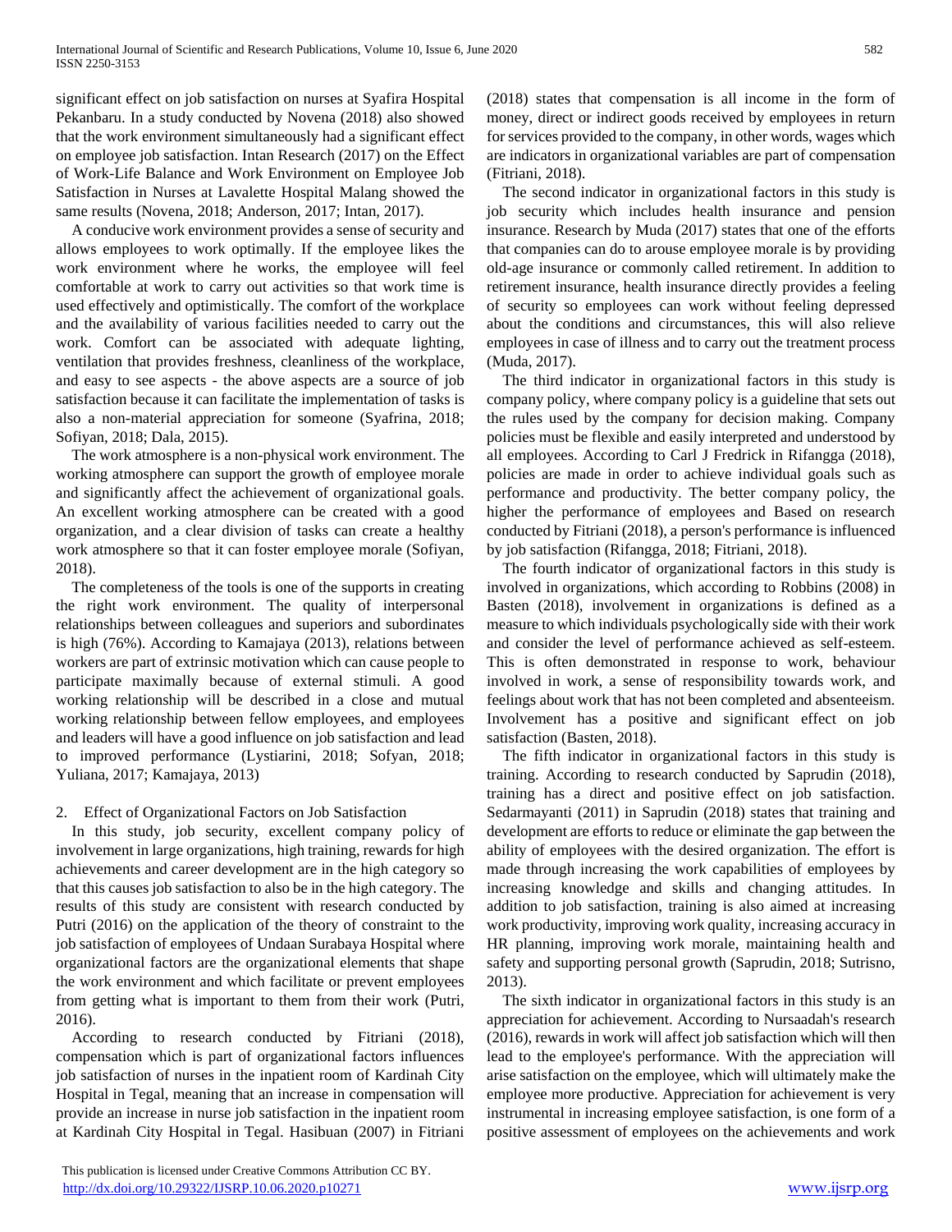significant effect on job satisfaction on nurses at Syafira Hospital Pekanbaru. In a study conducted by Novena (2018) also showed that the work environment simultaneously had a significant effect on employee job satisfaction. Intan Research (2017) on the Effect of Work-Life Balance and Work Environment on Employee Job Satisfaction in Nurses at Lavalette Hospital Malang showed the same results (Novena, 2018; Anderson, 2017; Intan, 2017).

A conducive work environment provides a sense of security and allows employees to work optimally. If the employee likes the work environment where he works, the employee will feel comfortable at work to carry out activities so that work time is used effectively and optimistically. The comfort of the workplace and the availability of various facilities needed to carry out the work. Comfort can be associated with adequate lighting, ventilation that provides freshness, cleanliness of the workplace, and easy to see aspects - the above aspects are a source of job satisfaction because it can facilitate the implementation of tasks is also a non-material appreciation for someone (Syafrina, 2018; Sofiyan, 2018; Dala, 2015).

The work atmosphere is a non-physical work environment. The working atmosphere can support the growth of employee morale and significantly affect the achievement of organizational goals. An excellent working atmosphere can be created with a good organization, and a clear division of tasks can create a healthy work atmosphere so that it can foster employee morale (Sofiyan, 2018).

The completeness of the tools is one of the supports in creating the right work environment. The quality of interpersonal relationships between colleagues and superiors and subordinates is high (76%). According to Kamajaya (2013), relations between workers are part of extrinsic motivation which can cause people to participate maximally because of external stimuli. A good working relationship will be described in a close and mutual working relationship between fellow employees, and employees and leaders will have a good influence on job satisfaction and lead to improved performance (Lystiarini, 2018; Sofyan, 2018; Yuliana, 2017; Kamajaya, 2013)

2. Effect of Organizational Factors on Job Satisfaction

In this study, job security, excellent company policy of involvement in large organizations, high training, rewards for high achievements and career development are in the high category so that this causes job satisfaction to also be in the high category. The results of this study are consistent with research conducted by Putri (2016) on the application of the theory of constraint to the job satisfaction of employees of Undaan Surabaya Hospital where organizational factors are the organizational elements that shape the work environment and which facilitate or prevent employees from getting what is important to them from their work (Putri, 2016).

According to research conducted by Fitriani (2018), compensation which is part of organizational factors influences job satisfaction of nurses in the inpatient room of Kardinah City Hospital in Tegal, meaning that an increase in compensation will provide an increase in nurse job satisfaction in the inpatient room at Kardinah City Hospital in Tegal. Hasibuan (2007) in Fitriani (2018) states that compensation is all income in the form of money, direct or indirect goods received by employees in return for services provided to the company, in other words, wages which are indicators in organizational variables are part of compensation (Fitriani, 2018).

The second indicator in organizational factors in this study is job security which includes health insurance and pension insurance. Research by Muda (2017) states that one of the efforts that companies can do to arouse employee morale is by providing old-age insurance or commonly called retirement. In addition to retirement insurance, health insurance directly provides a feeling of security so employees can work without feeling depressed about the conditions and circumstances, this will also relieve employees in case of illness and to carry out the treatment process (Muda, 2017).

The third indicator in organizational factors in this study is company policy, where company policy is a guideline that sets out the rules used by the company for decision making. Company policies must be flexible and easily interpreted and understood by all employees. According to Carl J Fredrick in Rifangga (2018), policies are made in order to achieve individual goals such as performance and productivity. The better company policy, the higher the performance of employees and Based on research conducted by Fitriani (2018), a person's performance is influenced by job satisfaction (Rifangga, 2018; Fitriani, 2018).

The fourth indicator of organizational factors in this study is involved in organizations, which according to Robbins (2008) in Basten (2018), involvement in organizations is defined as a measure to which individuals psychologically side with their work and consider the level of performance achieved as self-esteem. This is often demonstrated in response to work, behaviour involved in work, a sense of responsibility towards work, and feelings about work that has not been completed and absenteeism. Involvement has a positive and significant effect on job satisfaction (Basten, 2018).

The fifth indicator in organizational factors in this study is training. According to research conducted by Saprudin (2018), training has a direct and positive effect on job satisfaction. Sedarmayanti (2011) in Saprudin (2018) states that training and development are efforts to reduce or eliminate the gap between the ability of employees with the desired organization. The effort is made through increasing the work capabilities of employees by increasing knowledge and skills and changing attitudes. In addition to job satisfaction, training is also aimed at increasing work productivity, improving work quality, increasing accuracy in HR planning, improving work morale, maintaining health and safety and supporting personal growth (Saprudin, 2018; Sutrisno, 2013).

The sixth indicator in organizational factors in this study is an appreciation for achievement. According to Nursaadah's research (2016), rewards in work will affect job satisfaction which will then lead to the employee's performance. With the appreciation will arise satisfaction on the employee, which will ultimately make the employee more productive. Appreciation for achievement is very instrumental in increasing employee satisfaction, is one form of a positive assessment of employees on the achievements and work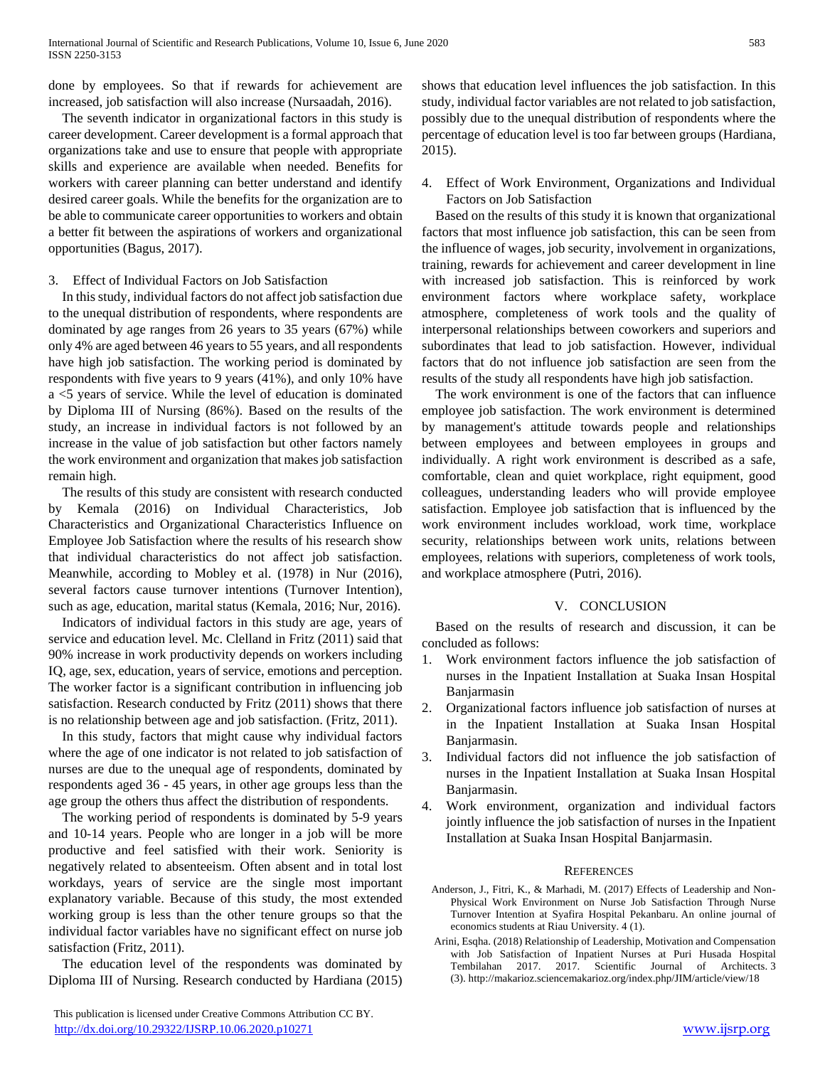done by employees. So that if rewards for achievement are increased, job satisfaction will also increase (Nursaadah, 2016).

The seventh indicator in organizational factors in this study is career development. Career development is a formal approach that organizations take and use to ensure that people with appropriate skills and experience are available when needed. Benefits for workers with career planning can better understand and identify desired career goals. While the benefits for the organization are to be able to communicate career opportunities to workers and obtain a better fit between the aspirations of workers and organizational opportunities (Bagus, 2017).

3. Effect of Individual Factors on Job Satisfaction

In this study, individual factors do not affect job satisfaction due to the unequal distribution of respondents, where respondents are dominated by age ranges from 26 years to 35 years (67%) while only 4% are aged between 46 years to 55 years, and all respondents have high job satisfaction. The working period is dominated by respondents with five years to 9 years (41%), and only 10% have a <5 years of service. While the level of education is dominated by Diploma III of Nursing (86%). Based on the results of the study, an increase in individual factors is not followed by an increase in the value of job satisfaction but other factors namely the work environment and organization that makes job satisfaction remain high.

The results of this study are consistent with research conducted by Kemala (2016) on Individual Characteristics, Job Characteristics and Organizational Characteristics Influence on Employee Job Satisfaction where the results of his research show that individual characteristics do not affect job satisfaction. Meanwhile, according to Mobley et al. (1978) in Nur (2016), several factors cause turnover intentions (Turnover Intention), such as age, education, marital status (Kemala, 2016; Nur, 2016).

Indicators of individual factors in this study are age, years of service and education level. Mc. Clelland in Fritz (2011) said that 90% increase in work productivity depends on workers including IQ, age, sex, education, years of service, emotions and perception. The worker factor is a significant contribution in influencing job satisfaction. Research conducted by Fritz (2011) shows that there is no relationship between age and job satisfaction. (Fritz, 2011).

In this study, factors that might cause why individual factors where the age of one indicator is not related to job satisfaction of nurses are due to the unequal age of respondents, dominated by respondents aged 36 - 45 years, in other age groups less than the age group the others thus affect the distribution of respondents.

The working period of respondents is dominated by 5-9 years and 10-14 years. People who are longer in a job will be more productive and feel satisfied with their work. Seniority is negatively related to absenteeism. Often absent and in total lost workdays, years of service are the single most important explanatory variable. Because of this study, the most extended working group is less than the other tenure groups so that the individual factor variables have no significant effect on nurse job satisfaction (Fritz, 2011).

The education level of the respondents was dominated by Diploma III of Nursing. Research conducted by Hardiana (2015) shows that education level influences the job satisfaction. In this study, individual factor variables are not related to job satisfaction, possibly due to the unequal distribution of respondents where the percentage of education level is too far between groups (Hardiana, 2015).

4. Effect of Work Environment, Organizations and Individual Factors on Job Satisfaction

Based on the results of this study it is known that organizational factors that most influence job satisfaction, this can be seen from the influence of wages, job security, involvement in organizations, training, rewards for achievement and career development in line with increased job satisfaction. This is reinforced by work environment factors where workplace safety, workplace atmosphere, completeness of work tools and the quality of interpersonal relationships between coworkers and superiors and subordinates that lead to job satisfaction. However, individual factors that do not influence job satisfaction are seen from the results of the study all respondents have high job satisfaction.

The work environment is one of the factors that can influence employee job satisfaction. The work environment is determined by management's attitude towards people and relationships between employees and between employees in groups and individually. A right work environment is described as a safe, comfortable, clean and quiet workplace, right equipment, good colleagues, understanding leaders who will provide employee satisfaction. Employee job satisfaction that is influenced by the work environment includes workload, work time, workplace security, relationships between work units, relations between employees, relations with superiors, completeness of work tools, and workplace atmosphere (Putri, 2016).

## V. CONCLUSION

Based on the results of research and discussion, it can be concluded as follows:

1. Work environment factors influence the job satisfaction of nurses in the Inpatient Installation at Suaka Insan Hospital Banjarmasin
2. Organizational factors influence job satisfaction of nurses at in the Inpatient Installation at Suaka Insan Hospital Banjarmasin.
3. Individual factors did not influence the job satisfaction of nurses in the Inpatient Installation at Suaka Insan Hospital Banjarmasin.
4. Work environment, organization and individual factors jointly influence the job satisfaction of nurses in the Inpatient Installation at Suaka Insan Hospital Banjarmasin.

## REFERENCES

Anderson, J., Fitri, K., & Marhadi, M. (2017) Effects of Leadership and Non-Physical Work Environment on Nurse Job Satisfaction Through Nurse Turnover Intention at Syafira Hospital Pekanbaru. An online journal of economics students at Riau University. 4 (1).

Arini, Esqha. (2018) Relationship of Leadership, Motivation and Compensation with Job Satisfaction of Inpatient Nurses at Puri Husada Hospital Tembilahan 2017. 2017. Scientific Journal of Architects. 3 (3). http://makarioz.sciencemakarioz.org/index.php/JIM/article/view/18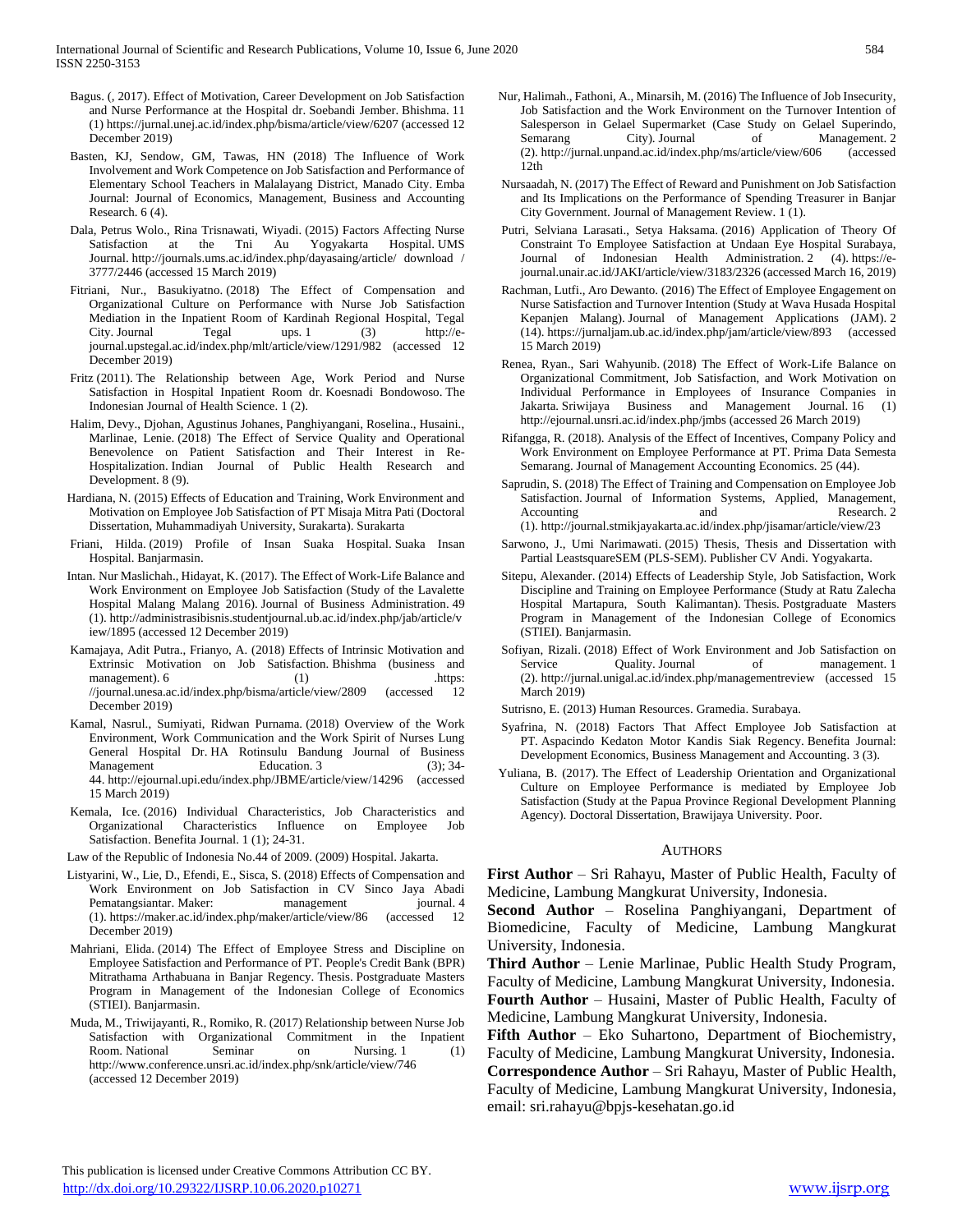Bagus. (, 2017). Effect of Motivation, Career Development on Job Satisfaction and Nurse Performance at the Hospital dr. Soebandi Jember. Bhishma. 11 (1) https://jurnal.unej.ac.id/index.php/bisma/article/view/6207 (accessed 12 December 2019)

Basten, KJ, Sendow, GM, Tawas, HN (2018) The Influence of Work Involvement and Work Competence on Job Satisfaction and Performance of Elementary School Teachers in Malalayang District, Manado City. Emba Journal: Journal of Economics, Management, Business and Accounting Research. 6 (4).

Dala, Petrus Wolo., Rina Trisnawati, Wiyadi. (2015) Factors Affecting Nurse Satisfaction at the Tni Au Yogyakarta Hospital. UMS Journal. http://journals.ums.ac.id/index.php/dayasaing/article/ download / 3777/2446 (accessed 15 March 2019)

Fitriani, Nur., Basukiyatno. (2018) The Effect of Compensation and Organizational Culture on Performance with Nurse Job Satisfaction Mediation in the Inpatient Room of Kardinah Regional Hospital, Tegal City. Journal Tegal ups. 1 (3) http://e-journal.upstegal.ac.id/index.php/mlt/article/view/1291/982 (accessed 12 December 2019)

Fritz (2011). The Relationship between Age, Work Period and Nurse Satisfaction in Hospital Inpatient Room dr. Koesnadi Bondowoso. The Indonesian Journal of Health Science. 1 (2).

Halim, Devy., Djohan, Agustinus Johanes, Panghiyangani, Roselina., Husaini., Marlinae, Lenie. (2018) The Effect of Service Quality and Operational Benevolence on Patient Satisfaction and Their Interest in Re-Hospitalization. Indian Journal of Public Health Research and Development. 8 (9).

Hardiana, N. (2015) Effects of Education and Training, Work Environment and Motivation on Employee Job Satisfaction of PT Misaja Mitra Pati (Doctoral Dissertation, Muhammadiyah University, Surakarta). Surakarta

Friani, Hilda. (2019) Profile of Insan Suaka Hospital. Suaka Insan Hospital. Banjarmasin.

Intan. Nur Maslichah., Hidayat, K. (2017). The Effect of Work-Life Balance and Work Environment on Employee Job Satisfaction (Study of the Lavalette Hospital Malang Malang 2016). Journal of Business Administration. 49 (1). http://administrasibisnis.studentjournal.ub.ac.id/index.php/jab/article/view/1895 (accessed 12 December 2019)

Kamajaya, Adit Putra., Frianyo, A. (2018) Effects of Intrinsic Motivation and Extrinsic Motivation on Job Satisfaction. Bhishma (business and management). 6 (1) .https: //journal.unesa.ac.id/index.php/bisma/article/view/2809 (accessed 12 December 2019)

Kamal, Nasrul., Sumiyati, Ridwan Purnama. (2018) Overview of the Work Environment, Work Communication and the Work Spirit of Nurses Lung General Hospital Dr. HA Rotinsulu Bandung Journal of Business Management Education. 3 (3); 34-44. http://ejournal.upi.edu/index.php/JBME/article/view/14296 (accessed 15 March 2019)

Kemala, Ice. (2016) Individual Characteristics, Job Characteristics and Organizational Characteristics Influence on Employee Job Satisfaction. Benefita Journal. 1 (1); 24-31.

Law of the Republic of Indonesia No.44 of 2009. (2009) Hospital. Jakarta.

Listyarini, W., Lie, D., Efendi, E., Sisca, S. (2018) Effects of Compensation and Work Environment on Job Satisfaction in CV Sinco Jaya Abadi Pematangsiantar. Maker: management journal. 4 (1). https://maker.ac.id/index.php/maker/article/view/86 (accessed 12 December 2019)

Mahriani, Elida. (2014) The Effect of Employee Stress and Discipline on Employee Satisfaction and Performance of PT. People's Credit Bank (BPR) Mitrathama Arthabuana in Banjar Regency. Thesis. Postgraduate Masters Program in Management of the Indonesian College of Economics (STIEI). Banjarmasin.

Muda, M., Triwijayanti, R., Romiko, R. (2017) Relationship between Nurse Job Satisfaction with Organizational Commitment in the Inpatient Room. National Seminar on Nursing. 1 (1) http://www.conference.unsri.ac.id/index.php/snk/article/view/746 (accessed 12 December 2019)

Nur, Halimah., Fathoni, A., Minarsih, M. (2016) The Influence of Job Insecurity, Job Satisfaction and the Work Environment on the Turnover Intention of Salesperson in Gelael Supermarket (Case Study on Gelael Superindo, Semarang City). Journal of Management. 2 (2). http://jurnal.unpand.ac.id/index.php/ms/article/view/606 (accessed 12th

Nursaadah, N. (2017) The Effect of Reward and Punishment on Job Satisfaction and Its Implications on the Performance of Spending Treasurer in Banjar City Government. Journal of Management Review. 1 (1).

Putri, Selviana Larasati., Setya Haksama. (2016) Application of Theory Of Constraint To Employee Satisfaction at Undaan Eye Hospital Surabaya, Journal of Indonesian Health Administration. 2 (4). https://e-journal.unair.ac.id/JAKI/article/view/3183/2326 (accessed March 16, 2019)

Rachman, Lutfi., Aro Dewanto. (2016) The Effect of Employee Engagement on Nurse Satisfaction and Turnover Intention (Study at Wava Husada Hospital Kepanjen Malang). Journal of Management Applications (JAM). 2 (14). https://jurnaljam.ub.ac.id/index.php/jam/article/view/893 (accessed 15 March 2019)

Renea, Ryan., Sari Wahyunib. (2018) The Effect of Work-Life Balance on Organizational Commitment, Job Satisfaction, and Work Motivation on Individual Performance in Employees of Insurance Companies in Jakarta. Sriwijaya Business and Management Journal. 16 (1) http://ejournal.unsri.ac.id/index.php/jmbs (accessed 26 March 2019)

Rifangga, R. (2018). Analysis of the Effect of Incentives, Company Policy and Work Environment on Employee Performance at PT. Prima Data Semesta Semarang. Journal of Management Accounting Economics. 25 (44).

Saprudin, S. (2018) The Effect of Training and Compensation on Employee Job Satisfaction. Journal of Information Systems, Applied, Management, Accounting and Research. 2 (1). http://journal.stmikjayakarta.ac.id/index.php/jisamar/article/view/23

Sarwono, J., Umi Narimawati. (2015) Thesis, Thesis and Dissertation with Partial LeastsquareSEM (PLS-SEM). Publisher CV Andi. Yogyakarta.

Sitepu, Alexander. (2014) Effects of Leadership Style, Job Satisfaction, Work Discipline and Training on Employee Performance (Study at Ratu Zalecha Hospital Martapura, South Kalimantan). Thesis. Postgraduate Masters Program in Management of the Indonesian College of Economics (STIEI). Banjarmasin.

Sofiyan, Rizali. (2018) Effect of Work Environment and Job Satisfaction on Service Quality. Journal of management. 1 (2). http://jurnal.unigal.ac.id/index.php/managementreview (accessed 15 March 2019)

Sutrisno, E. (2013) Human Resources. Gramedia. Surabaya.

Syafrina, N. (2018) Factors That Affect Employee Job Satisfaction at PT. Aspacindo Kedaton Motor Kandis Siak Regency. Benefita Journal: Development Economics, Business Management and Accounting. 3 (3).

Yuliana, B. (2017). The Effect of Leadership Orientation and Organizational Culture on Employee Performance is mediated by Employee Job Satisfaction (Study at the Papua Province Regional Development Planning Agency). Doctoral Dissertation, Brawijaya University. Poor.

## AUTHORS

**First Author** – Sri Rahayu, Master of Public Health, Faculty of Medicine, Lambung Mangkurat University, Indonesia.

**Second Author** – Roselina Panghiyangani, Department of Biomedicine, Faculty of Medicine, Lambung Mangkurat University, Indonesia.

**Third Author** – Lenie Marlinae, Public Health Study Program, Faculty of Medicine, Lambung Mangkurat University, Indonesia.

**Fourth Author** – Husaini, Master of Public Health, Faculty of Medicine, Lambung Mangkurat University, Indonesia.

**Fifth Author** – Eko Suhartono, Department of Biochemistry, Faculty of Medicine, Lambung Mangkurat University, Indonesia.

**Correspondence Author** – Sri Rahayu, Master of Public Health, Faculty of Medicine, Lambung Mangkurat University, Indonesia, email: sri.rahayu@bpjs-kesehatan.go.id